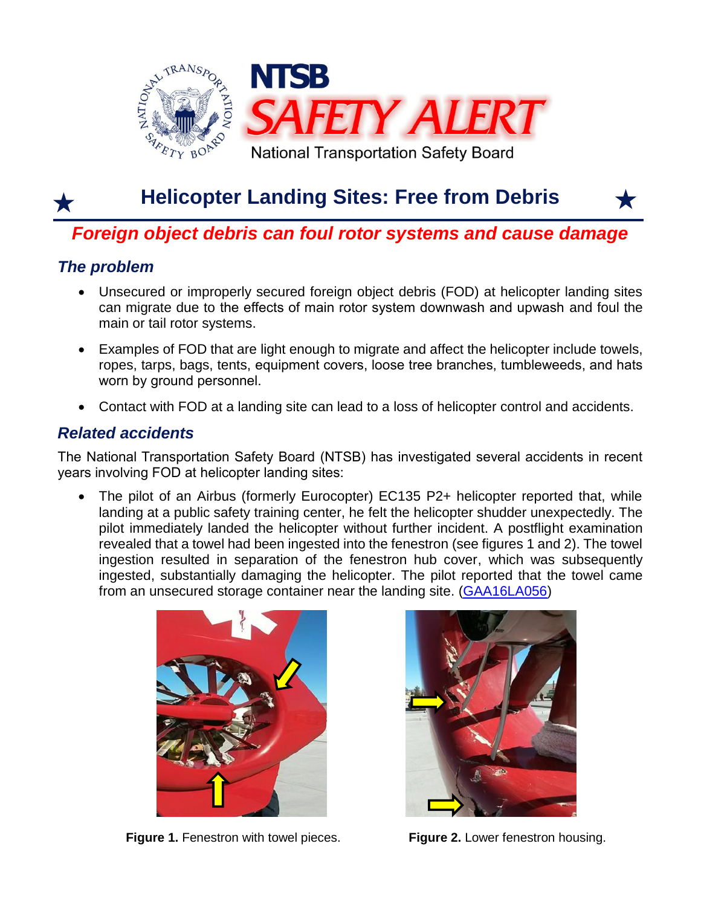# NTSB SAFETY ALERT

National Transportation Safety Board

## Helicopter Landing Sites: Free from Debris

***Foreign object debris can foul rotor systems and cause damage***

### *The problem*

- Unsecured or improperly secured foreign object debris (FOD) at helicopter landing sites can migrate due to the effects of main rotor system downwash and upwash and foul the main or tail rotor systems.
- Examples of FOD that are light enough to migrate and affect the helicopter include towels, ropes, tarps, bags, tents, equipment covers, loose tree branches, tumbleweeds, and hats worn by ground personnel.
- Contact with FOD at a landing site can lead to a loss of helicopter control and accidents.

### *Related accidents*

The National Transportation Safety Board (NTSB) has investigated several accidents in recent years involving FOD at helicopter landing sites:

- The pilot of an Airbus (formerly Eurocopter) EC135 P2+ helicopter reported that, while landing at a public safety training center, he felt the helicopter shudder unexpectedly. The pilot immediately landed the helicopter without further incident. A postflight examination revealed that a towel had been ingested into the fenestron (see figures 1 and 2). The towel ingestion resulted in separation of the fenestron hub cover, which was subsequently ingested, substantially damaging the helicopter. The pilot reported that the towel came from an unsecured storage container near the landing site. (GAA16LA056)

**Figure 1.** Fenestron with towel pieces.

**Figure 2.** Lower fenestron housing.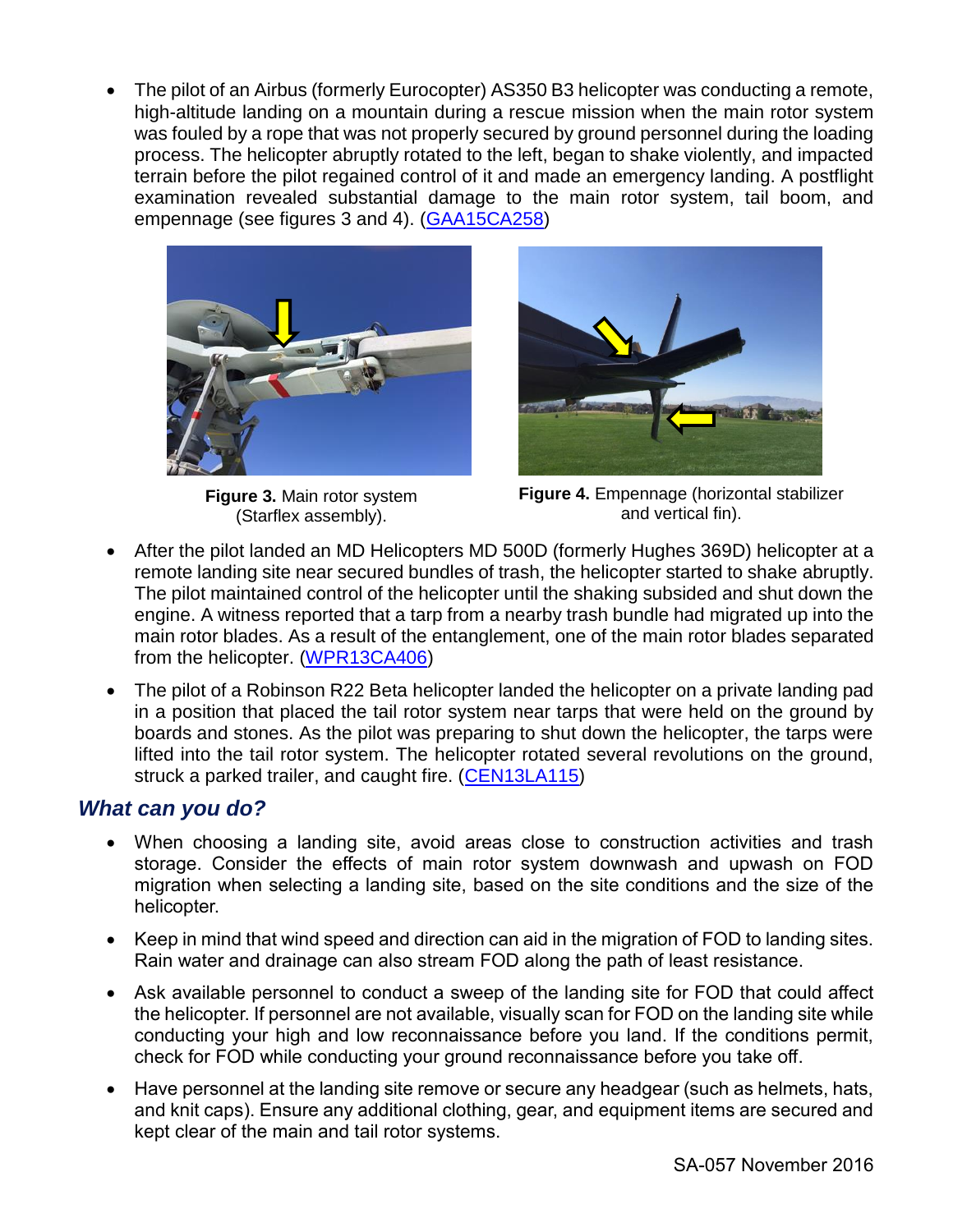- The pilot of an Airbus (formerly Eurocopter) AS350 B3 helicopter was conducting a remote, high-altitude landing on a mountain during a rescue mission when the main rotor system was fouled by a rope that was not properly secured by ground personnel during the loading process. The helicopter abruptly rotated to the left, began to shake violently, and impacted terrain before the pilot regained control of it and made an emergency landing. A postflight examination revealed substantial damage to the main rotor system, tail boom, and empennage (see figures 3 and 4). (GAA15CA258)

**Figure 3.** Main rotor system (Starflex assembly).

**Figure 4.** Empennage (horizontal stabilizer and vertical fin).

- After the pilot landed an MD Helicopters MD 500D (formerly Hughes 369D) helicopter at a remote landing site near secured bundles of trash, the helicopter started to shake abruptly. The pilot maintained control of the helicopter until the shaking subsided and shut down the engine. A witness reported that a tarp from a nearby trash bundle had migrated up into the main rotor blades. As a result of the entanglement, one of the main rotor blades separated from the helicopter. (WPR13CA406)

- The pilot of a Robinson R22 Beta helicopter landed the helicopter on a private landing pad in a position that placed the tail rotor system near tarps that were held on the ground by boards and stones. As the pilot was preparing to shut down the helicopter, the tarps were lifted into the tail rotor system. The helicopter rotated several revolutions on the ground, struck a parked trailer, and caught fire. (CEN13LA115)

## *What can you do?*

- When choosing a landing site, avoid areas close to construction activities and trash storage. Consider the effects of main rotor system downwash and upwash on FOD migration when selecting a landing site, based on the site conditions and the size of the helicopter.

- Keep in mind that wind speed and direction can aid in the migration of FOD to landing sites. Rain water and drainage can also stream FOD along the path of least resistance.

- Ask available personnel to conduct a sweep of the landing site for FOD that could affect the helicopter. If personnel are not available, visually scan for FOD on the landing site while conducting your high and low reconnaissance before you land. If the conditions permit, check for FOD while conducting your ground reconnaissance before you take off.

- Have personnel at the landing site remove or secure any headgear (such as helmets, hats, and knit caps). Ensure any additional clothing, gear, and equipment items are secured and kept clear of the main and tail rotor systems.

SA-057 November 2016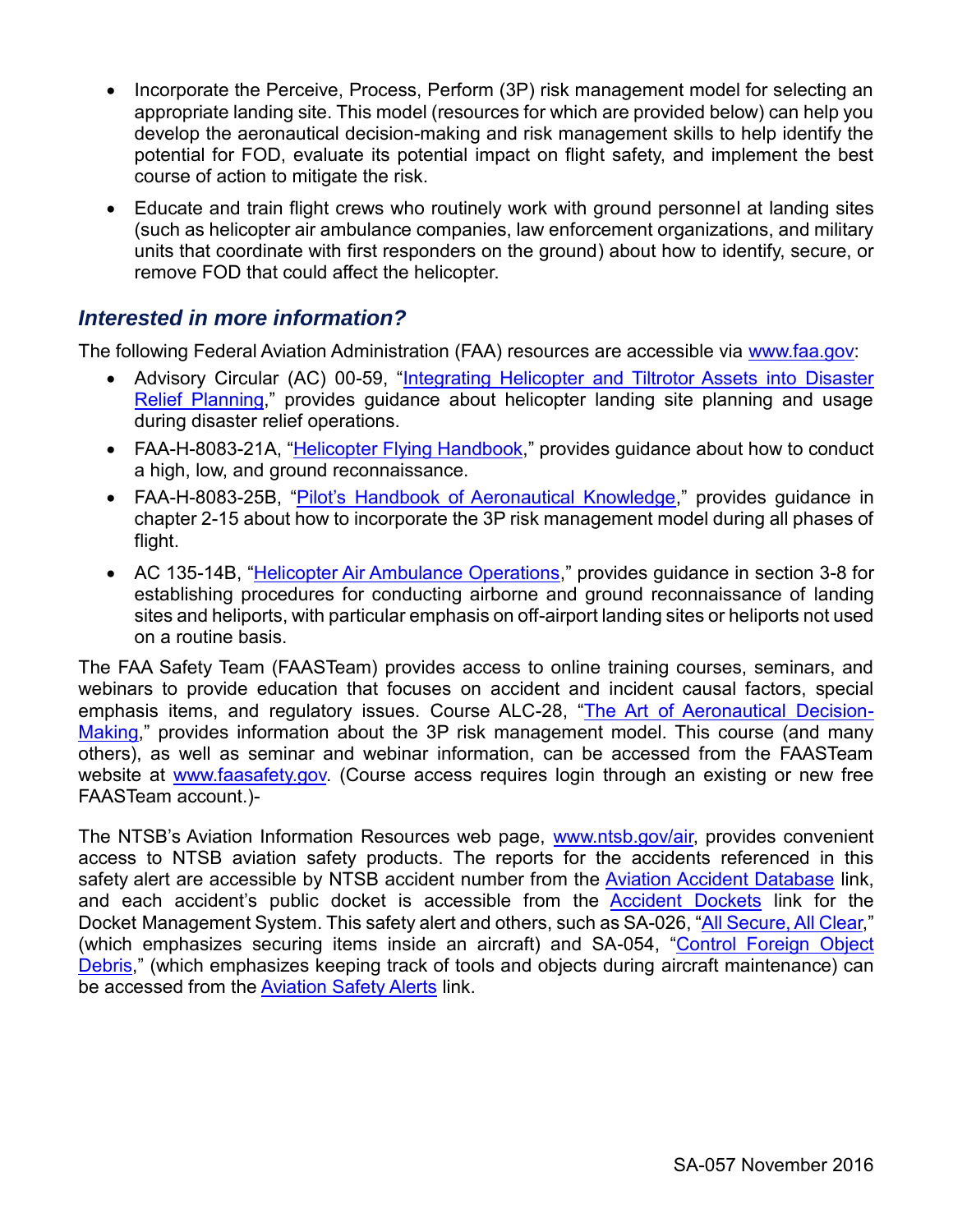- Incorporate the Perceive, Process, Perform (3P) risk management model for selecting an appropriate landing site. This model (resources for which are provided below) can help you develop the aeronautical decision-making and risk management skills to help identify the potential for FOD, evaluate its potential impact on flight safety, and implement the best course of action to mitigate the risk.
- Educate and train flight crews who routinely work with ground personnel at landing sites (such as helicopter air ambulance companies, law enforcement organizations, and military units that coordinate with first responders on the ground) about how to identify, secure, or remove FOD that could affect the helicopter.

## *Interested in more information?*

The following Federal Aviation Administration (FAA) resources are accessible via www.faa.gov:

- Advisory Circular (AC) 00-59, "Integrating Helicopter and Tiltrotor Assets into Disaster Relief Planning," provides guidance about helicopter landing site planning and usage during disaster relief operations.
- FAA-H-8083-21A, "Helicopter Flying Handbook," provides guidance about how to conduct a high, low, and ground reconnaissance.
- FAA-H-8083-25B, "Pilot's Handbook of Aeronautical Knowledge," provides guidance in chapter 2-15 about how to incorporate the 3P risk management model during all phases of flight.
- AC 135-14B, "Helicopter Air Ambulance Operations," provides guidance in section 3-8 for establishing procedures for conducting airborne and ground reconnaissance of landing sites and heliports, with particular emphasis on off-airport landing sites or heliports not used on a routine basis.

The FAA Safety Team (FAASTeam) provides access to online training courses, seminars, and webinars to provide education that focuses on accident and incident causal factors, special emphasis items, and regulatory issues. Course ALC-28, "The Art of Aeronautical Decision-Making," provides information about the 3P risk management model. This course (and many others), as well as seminar and webinar information, can be accessed from the FAASTeam website at www.faasafety.gov. (Course access requires login through an existing or new free FAASTeam account.)-

The NTSB's Aviation Information Resources web page, www.ntsb.gov/air, provides convenient access to NTSB aviation safety products. The reports for the accidents referenced in this safety alert are accessible by NTSB accident number from the Aviation Accident Database link, and each accident's public docket is accessible from the Accident Dockets link for the Docket Management System. This safety alert and others, such as SA-026, "All Secure, All Clear," (which emphasizes securing items inside an aircraft) and SA-054, "Control Foreign Object Debris," (which emphasizes keeping track of tools and objects during aircraft maintenance) can be accessed from the Aviation Safety Alerts link.